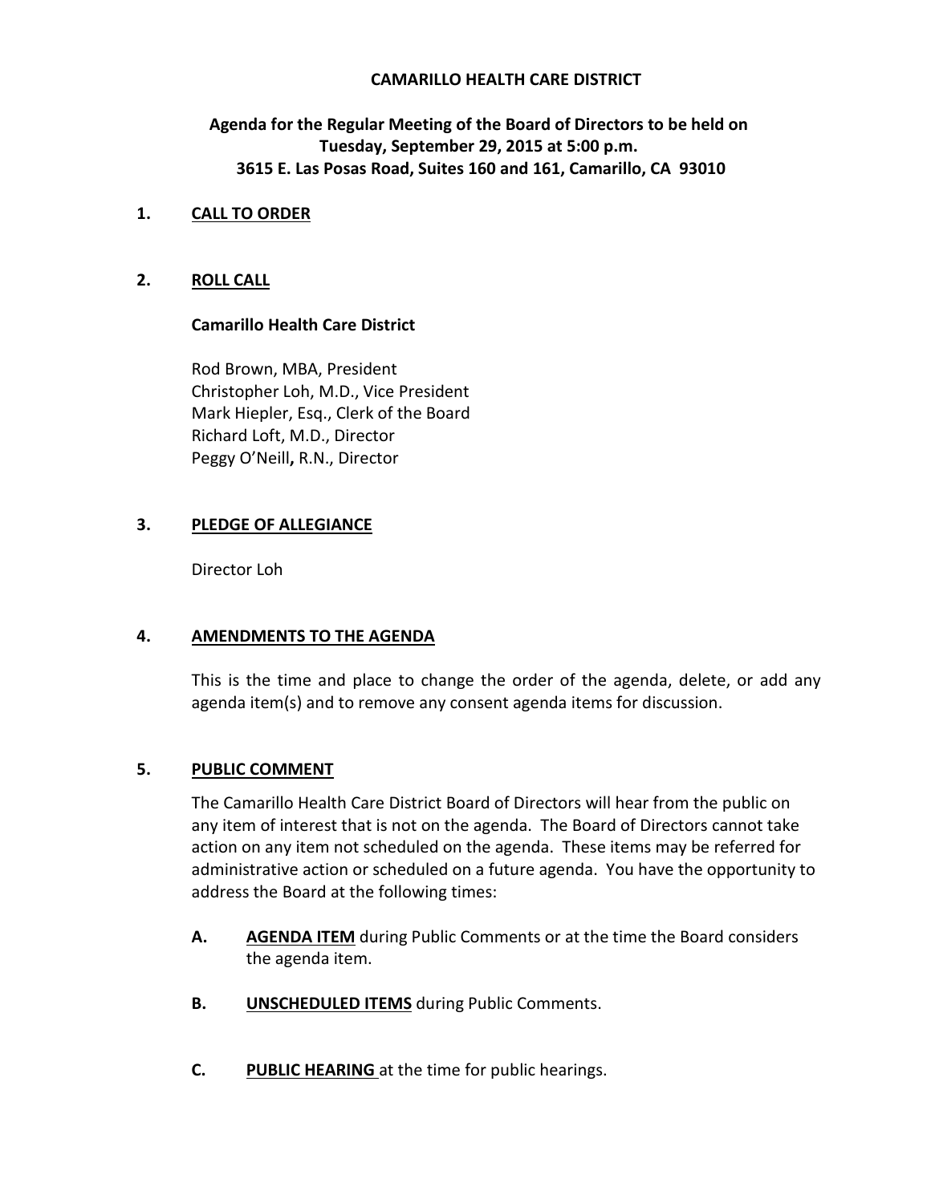# CAMARILLO HEALTH CARE DISTRICT

**Agenda for the Regular Meeting of the Board of Directors to be held on Tuesday, September 29, 2015 at 5:00 p.m.
3615 E. Las Posas Road, Suites 160 and 161, Camarillo, CA 93010**

## 1. CALL TO ORDER

## 2. ROLL CALL

**Camarillo Health Care District**

Rod Brown, MBA, President
Christopher Loh, M.D., Vice President
Mark Hiepler, Esq., Clerk of the Board
Richard Loft, M.D., Director
Peggy O'Neill**,** R.N., Director

## 3. PLEDGE OF ALLEGIANCE

Director Loh

## 4. AMENDMENTS TO THE AGENDA

This is the time and place to change the order of the agenda, delete, or add any agenda item(s) and to remove any consent agenda items for discussion.

## 5. PUBLIC COMMENT

The Camarillo Health Care District Board of Directors will hear from the public on any item of interest that is not on the agenda. The Board of Directors cannot take action on any item not scheduled on the agenda. These items may be referred for administrative action or scheduled on a future agenda. You have the opportunity to address the Board at the following times:

**A.** **AGENDA ITEM** during Public Comments or at the time the Board considers the agenda item.

**B.** **UNSCHEDULED ITEMS** during Public Comments.

**C.** **PUBLIC HEARING** at the time for public hearings.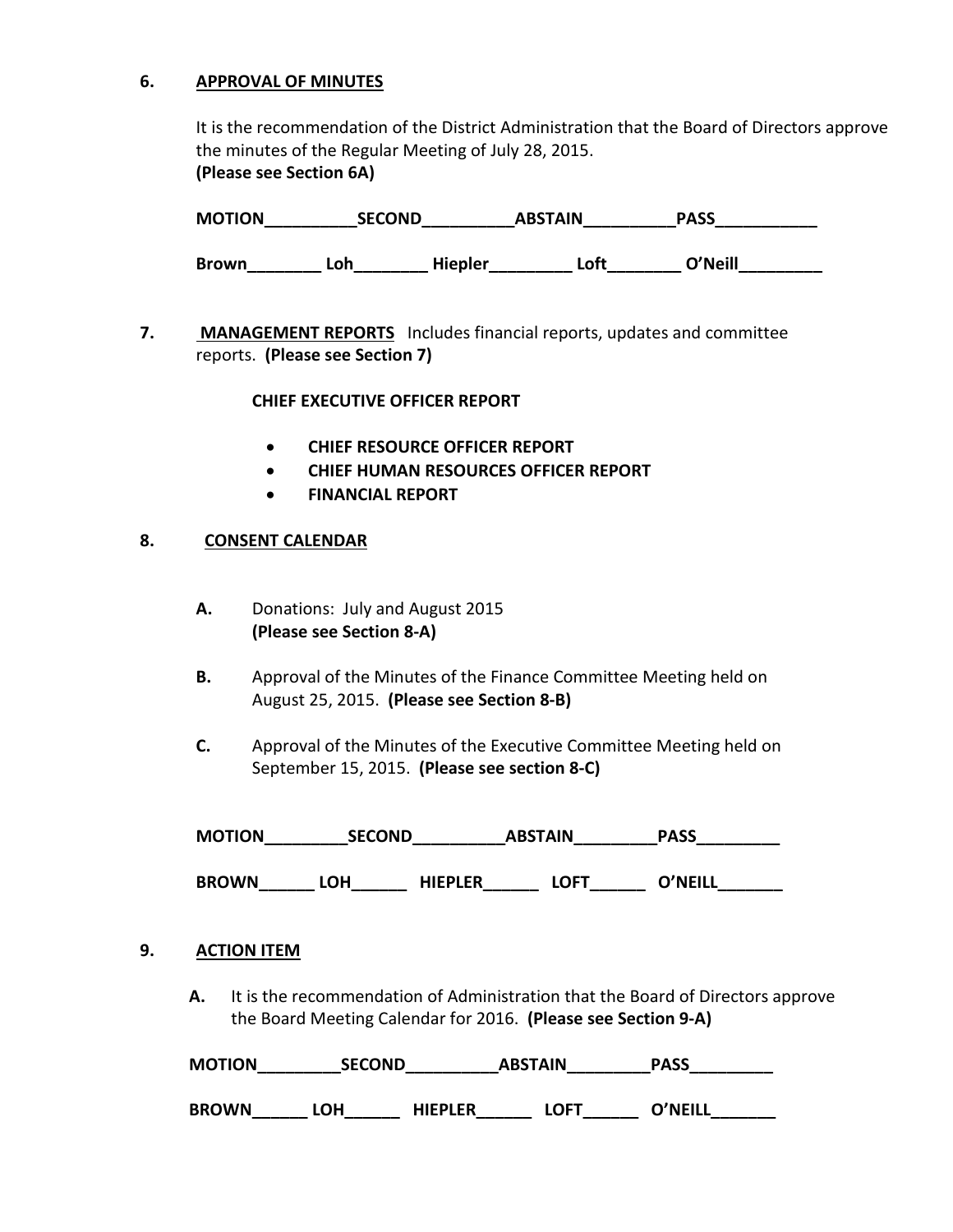## 6. APPROVAL OF MINUTES

It is the recommendation of the District Administration that the Board of Directors approve the minutes of the Regular Meeting of July 28, 2015.
**(Please see Section 6A)**

**MOTION__________SECOND__________ABSTAIN__________PASS___________**

**Brown________ Loh________ Hiepler_________ Loft________ O'Neill_________**

## 7. MANAGEMENT REPORTS

Includes financial reports, updates and committee reports. **(Please see Section 7)**

**CHIEF EXECUTIVE OFFICER REPORT**

- **CHIEF RESOURCE OFFICER REPORT**
- **CHIEF HUMAN RESOURCES OFFICER REPORT**
- **FINANCIAL REPORT**

## 8. CONSENT CALENDAR

**A.** Donations: July and August 2015
**(Please see Section 8-A)**

**B.** Approval of the Minutes of the Finance Committee Meeting held on August 25, 2015. **(Please see Section 8-B)**

**C.** Approval of the Minutes of the Executive Committee Meeting held on September 15, 2015. **(Please see section 8-C)**

**MOTION_________SECOND__________ABSTAIN_________PASS_________**

**BROWN______ LOH______ HIEPLER______ LOFT______ O'NEILL_______**

## 9. ACTION ITEM

**A.** It is the recommendation of Administration that the Board of Directors approve the Board Meeting Calendar for 2016. **(Please see Section 9-A)**

**MOTION_________SECOND__________ABSTAIN_________PASS_________**

**BROWN______ LOH______ HIEPLER______ LOFT______ O'NEILL_______**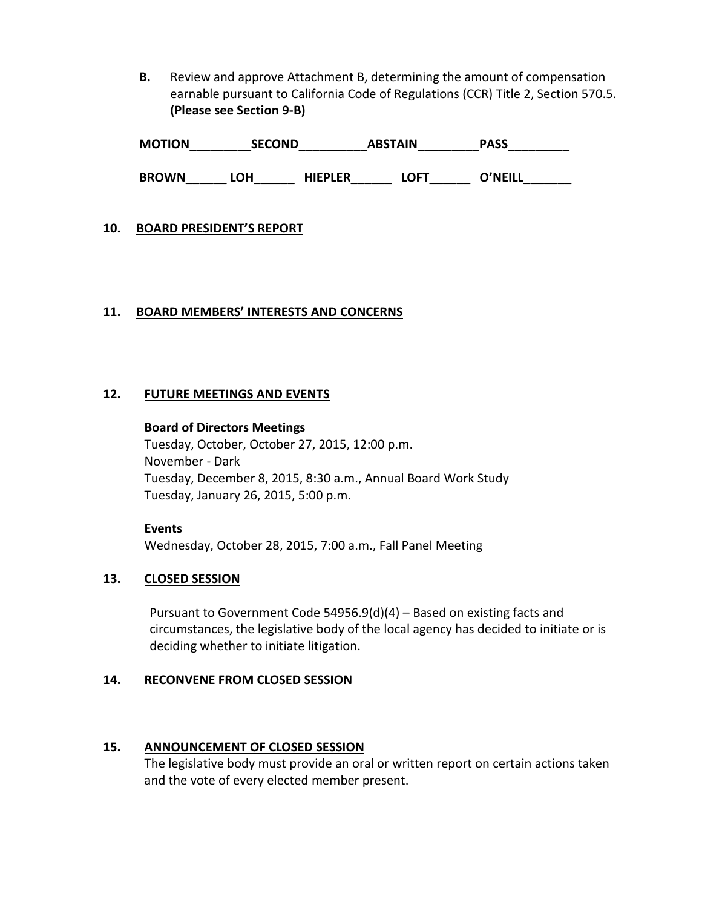**B.** Review and approve Attachment B, determining the amount of compensation earnable pursuant to California Code of Regulations (CCR) Title 2, Section 570.5. **(Please see Section 9-B)**

**MOTION_________SECOND__________ABSTAIN_________PASS_________**

**BROWN______ LOH______ HIEPLER______ LOFT______ O'NEILL_______**

## 10. BOARD PRESIDENT'S REPORT

## 11. BOARD MEMBERS' INTERESTS AND CONCERNS

## 12. FUTURE MEETINGS AND EVENTS

**Board of Directors Meetings**
Tuesday, October, October 27, 2015, 12:00 p.m.
November - Dark
Tuesday, December 8, 2015, 8:30 a.m., Annual Board Work Study
Tuesday, January 26, 2015, 5:00 p.m.

**Events**
Wednesday, October 28, 2015, 7:00 a.m., Fall Panel Meeting

## 13. CLOSED SESSION

Pursuant to Government Code 54956.9(d)(4) – Based on existing facts and circumstances, the legislative body of the local agency has decided to initiate or is deciding whether to initiate litigation.

## 14. RECONVENE FROM CLOSED SESSION

## 15. ANNOUNCEMENT OF CLOSED SESSION

The legislative body must provide an oral or written report on certain actions taken and the vote of every elected member present.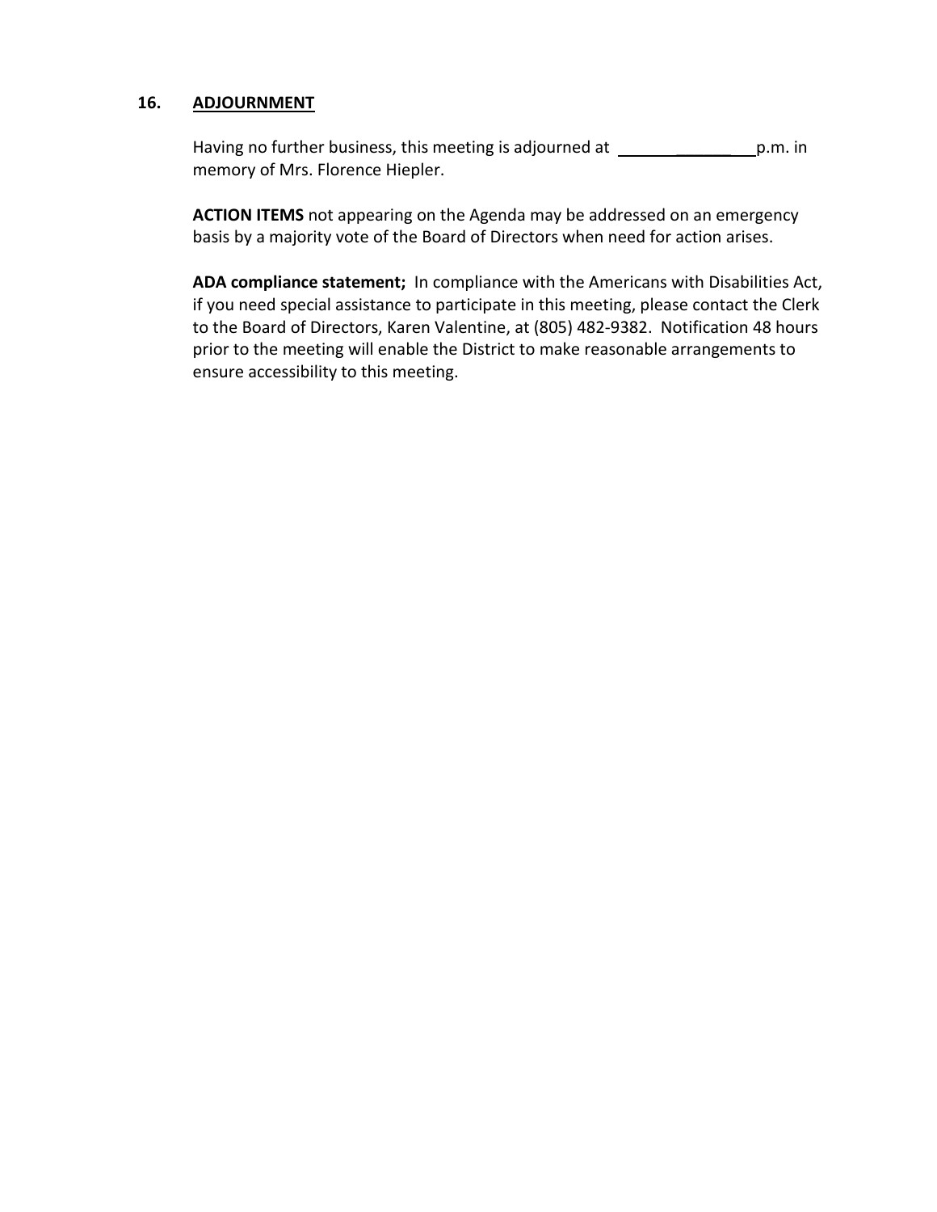## 16. ADJOURNMENT

Having no further business, this meeting is adjourned at ______________ p.m. in memory of Mrs. Florence Hiepler.

**ACTION ITEMS** not appearing on the Agenda may be addressed on an emergency basis by a majority vote of the Board of Directors when need for action arises.

**ADA compliance statement;** In compliance with the Americans with Disabilities Act, if you need special assistance to participate in this meeting, please contact the Clerk to the Board of Directors, Karen Valentine, at (805) 482-9382. Notification 48 hours prior to the meeting will enable the District to make reasonable arrangements to ensure accessibility to this meeting.